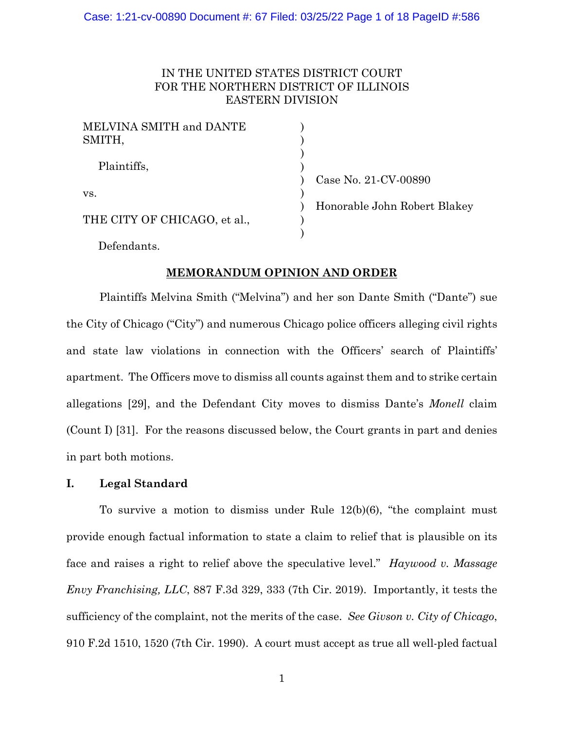IN THE UNITED STATES DISTRICT COURT
FOR THE NORTHERN DISTRICT OF ILLINOIS
EASTERN DIVISION

| | | |
|---|---|---|
| MELVINA SMITH and DANTE SMITH, | ) | |
| Plaintiffs, | ) | Case No. 21-CV-00890 |
| vs. | ) | Honorable John Robert Blakey |
| THE CITY OF CHICAGO, et al., | ) | |
| Defendants. | ) | |

**MEMORANDUM OPINION AND ORDER**

Plaintiffs Melvina Smith ("Melvina") and her son Dante Smith ("Dante") sue the City of Chicago ("City") and numerous Chicago police officers alleging civil rights and state law violations in connection with the Officers' search of Plaintiffs' apartment. The Officers move to dismiss all counts against them and to strike certain allegations [29], and the Defendant City moves to dismiss Dante's *Monell* claim (Count I) [31]. For the reasons discussed below, the Court grants in part and denies in part both motions.

## I. Legal Standard

To survive a motion to dismiss under Rule 12(b)(6), "the complaint must provide enough factual information to state a claim to relief that is plausible on its face and raises a right to relief above the speculative level." *Haywood v. Massage Envy Franchising, LLC*, 887 F.3d 329, 333 (7th Cir. 2019). Importantly, it tests the sufficiency of the complaint, not the merits of the case. *See Givson v. City of Chicago*, 910 F.2d 1510, 1520 (7th Cir. 1990). A court must accept as true all well-pled factual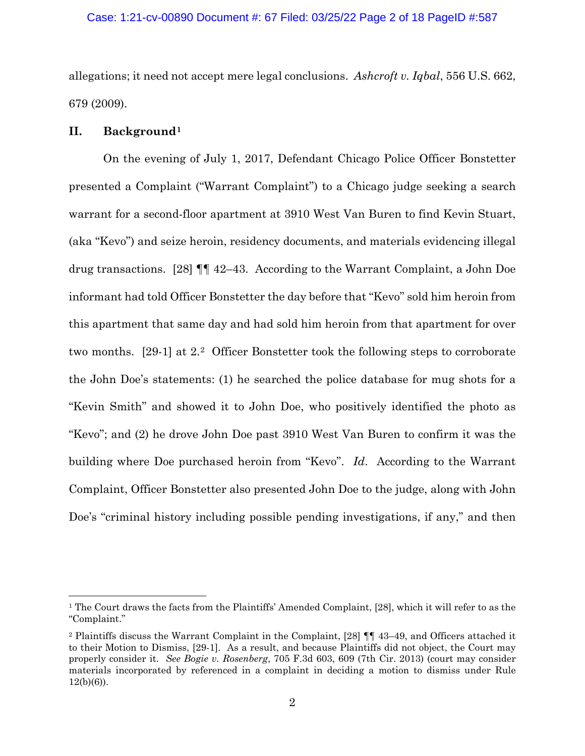allegations; it need not accept mere legal conclusions. *Ashcroft v. Iqbal*, 556 U.S. 662, 679 (2009).

## II. Background[1]

On the evening of July 1, 2017, Defendant Chicago Police Officer Bonstetter presented a Complaint ("Warrant Complaint") to a Chicago judge seeking a search warrant for a second-floor apartment at 3910 West Van Buren to find Kevin Stuart, (aka "Kevo") and seize heroin, residency documents, and materials evidencing illegal drug transactions. [28] ¶¶ 42–43. According to the Warrant Complaint, a John Doe informant had told Officer Bonstetter the day before that "Kevo" sold him heroin from this apartment that same day and had sold him heroin from that apartment for over two months. [29-1] at 2.[2] Officer Bonstetter took the following steps to corroborate the John Doe's statements: (1) he searched the police database for mug shots for a "Kevin Smith" and showed it to John Doe, who positively identified the photo as "Kevo"; and (2) he drove John Doe past 3910 West Van Buren to confirm it was the building where Doe purchased heroin from "Kevo". *Id*. According to the Warrant Complaint, Officer Bonstetter also presented John Doe to the judge, along with John Doe's "criminal history including possible pending investigations, if any," and then

---

[1] The Court draws the facts from the Plaintiffs' Amended Complaint, [28], which it will refer to as the "Complaint."

[2] Plaintiffs discuss the Warrant Complaint in the Complaint, [28] ¶¶ 43–49, and Officers attached it to their Motion to Dismiss, [29-1]. As a result, and because Plaintiffs did not object, the Court may properly consider it. *See Bogie v. Rosenberg*, 705 F.3d 603, 609 (7th Cir. 2013) (court may consider materials incorporated by referenced in a complaint in deciding a motion to dismiss under Rule 12(b)(6)).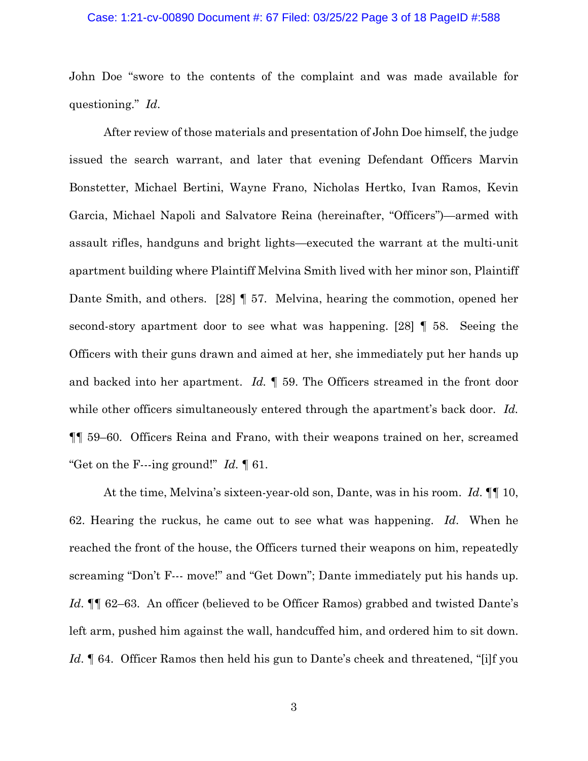John Doe "swore to the contents of the complaint and was made available for questioning." *Id*.

After review of those materials and presentation of John Doe himself, the judge issued the search warrant, and later that evening Defendant Officers Marvin Bonstetter, Michael Bertini, Wayne Frano, Nicholas Hertko, Ivan Ramos, Kevin Garcia, Michael Napoli and Salvatore Reina (hereinafter, "Officers")—armed with assault rifles, handguns and bright lights—executed the warrant at the multi-unit apartment building where Plaintiff Melvina Smith lived with her minor son, Plaintiff Dante Smith, and others. [28] ¶ 57. Melvina, hearing the commotion, opened her second-story apartment door to see what was happening. [28] ¶ 58. Seeing the Officers with their guns drawn and aimed at her, she immediately put her hands up and backed into her apartment. *Id.* ¶ 59. The Officers streamed in the front door while other officers simultaneously entered through the apartment's back door. *Id.* ¶¶ 59–60. Officers Reina and Frano, with their weapons trained on her, screamed "Get on the F---ing ground!" *Id.* ¶ 61.

At the time, Melvina's sixteen-year-old son, Dante, was in his room. *Id*. ¶¶ 10, 62. Hearing the ruckus, he came out to see what was happening. *Id*. When he reached the front of the house, the Officers turned their weapons on him, repeatedly screaming "Don't F--- move!" and "Get Down"; Dante immediately put his hands up. *Id*. ¶¶ 62–63. An officer (believed to be Officer Ramos) grabbed and twisted Dante's left arm, pushed him against the wall, handcuffed him, and ordered him to sit down. *Id*. ¶ 64. Officer Ramos then held his gun to Dante's cheek and threatened, "[i]f you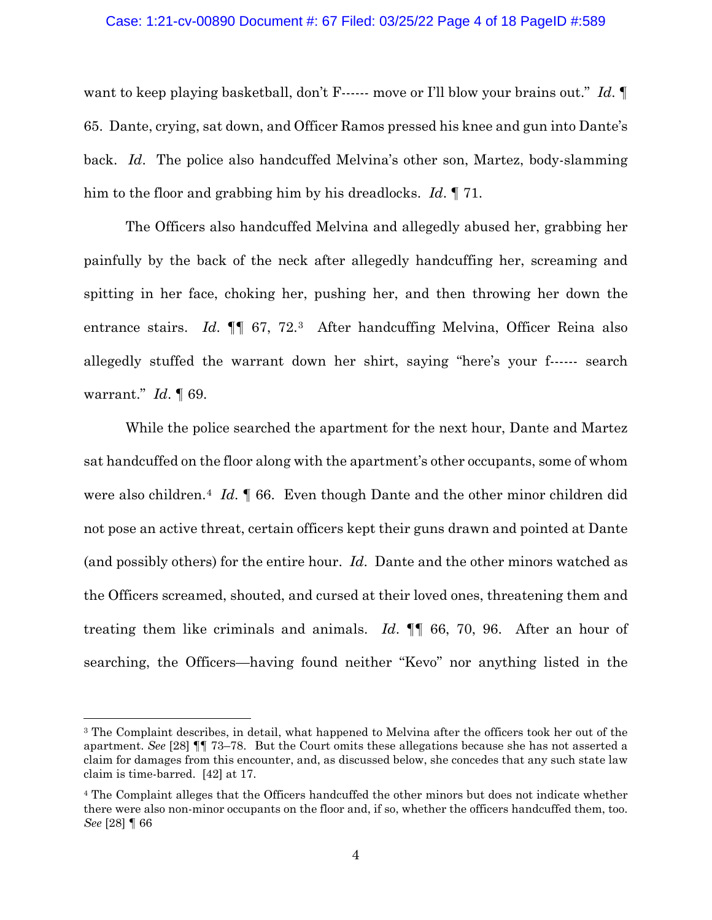want to keep playing basketball, don't F------ move or I'll blow your brains out." *Id*. ¶ 65. Dante, crying, sat down, and Officer Ramos pressed his knee and gun into Dante's back. *Id*. The police also handcuffed Melvina's other son, Martez, body-slamming him to the floor and grabbing him by his dreadlocks. *Id*. ¶ 71.

The Officers also handcuffed Melvina and allegedly abused her, grabbing her painfully by the back of the neck after allegedly handcuffing her, screaming and spitting in her face, choking her, pushing her, and then throwing her down the entrance stairs. *Id*. ¶¶ 67, 72.[3] After handcuffing Melvina, Officer Reina also allegedly stuffed the warrant down her shirt, saying "here's your f------ search warrant." *Id*. ¶ 69.

While the police searched the apartment for the next hour, Dante and Martez sat handcuffed on the floor along with the apartment's other occupants, some of whom were also children.[4] *Id*. ¶ 66. Even though Dante and the other minor children did not pose an active threat, certain officers kept their guns drawn and pointed at Dante (and possibly others) for the entire hour. *Id*. Dante and the other minors watched as the Officers screamed, shouted, and cursed at their loved ones, threatening them and treating them like criminals and animals. *Id*. ¶¶ 66, 70, 96. After an hour of searching, the Officers—having found neither "Kevo" nor anything listed in the

---

[3] The Complaint describes, in detail, what happened to Melvina after the officers took her out of the apartment. *See* [28] ¶¶ 73–78. But the Court omits these allegations because she has not asserted a claim for damages from this encounter, and, as discussed below, she concedes that any such state law claim is time-barred. [42] at 17.

[4] The Complaint alleges that the Officers handcuffed the other minors but does not indicate whether there were also non-minor occupants on the floor and, if so, whether the officers handcuffed them, too. *See* [28] ¶ 66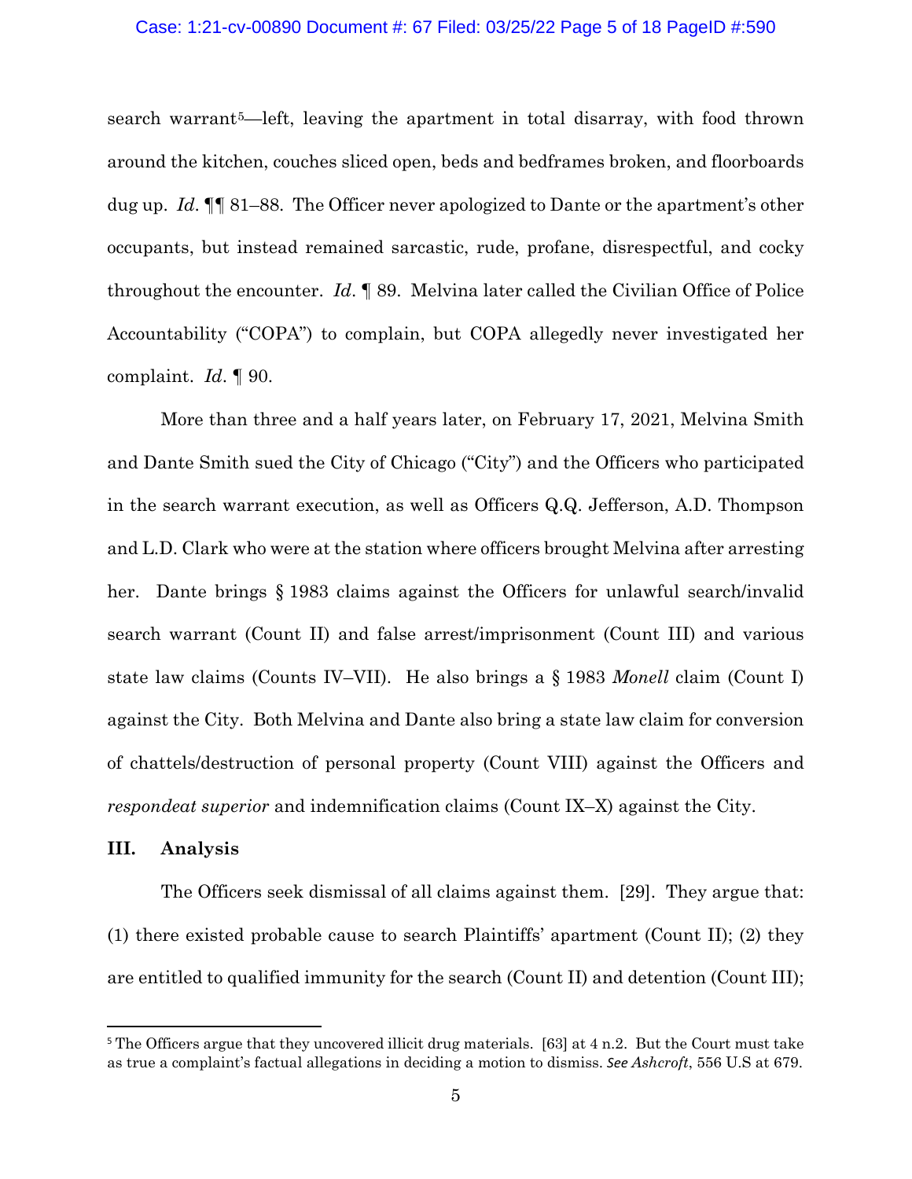search warrant[5]—left, leaving the apartment in total disarray, with food thrown around the kitchen, couches sliced open, beds and bedframes broken, and floorboards dug up. *Id.* ¶¶ 81–88. The Officer never apologized to Dante or the apartment's other occupants, but instead remained sarcastic, rude, profane, disrespectful, and cocky throughout the encounter. *Id.* ¶ 89. Melvina later called the Civilian Office of Police Accountability ("COPA") to complain, but COPA allegedly never investigated her complaint. *Id.* ¶ 90.

More than three and a half years later, on February 17, 2021, Melvina Smith and Dante Smith sued the City of Chicago ("City") and the Officers who participated in the search warrant execution, as well as Officers Q.Q. Jefferson, A.D. Thompson and L.D. Clark who were at the station where officers brought Melvina after arresting her. Dante brings § 1983 claims against the Officers for unlawful search/invalid search warrant (Count II) and false arrest/imprisonment (Count III) and various state law claims (Counts IV–VII). He also brings a § 1983 *Monell* claim (Count I) against the City. Both Melvina and Dante also bring a state law claim for conversion of chattels/destruction of personal property (Count VIII) against the Officers and *respondeat superior* and indemnification claims (Count IX–X) against the City.

## III. Analysis

The Officers seek dismissal of all claims against them. [29]. They argue that: (1) there existed probable cause to search Plaintiffs' apartment (Count II); (2) they are entitled to qualified immunity for the search (Count II) and detention (Count III);

---

[5] The Officers argue that they uncovered illicit drug materials. [63] at 4 n.2. But the Court must take as true a complaint's factual allegations in deciding a motion to dismiss. *See Ashcroft*, 556 U.S at 679.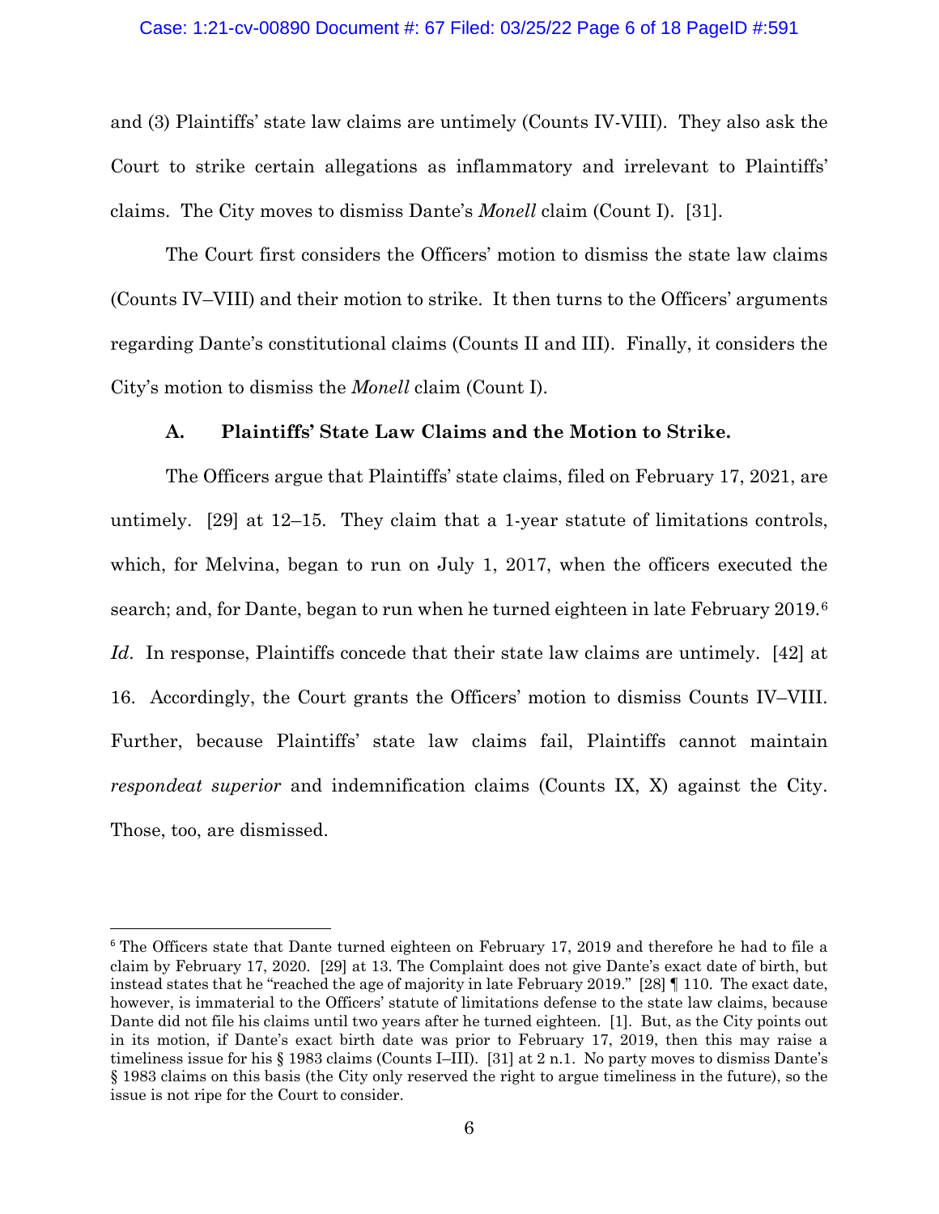and (3) Plaintiffs' state law claims are untimely (Counts IV-VIII). They also ask the Court to strike certain allegations as inflammatory and irrelevant to Plaintiffs' claims. The City moves to dismiss Dante's *Monell* claim (Count I). [31].

The Court first considers the Officers' motion to dismiss the state law claims (Counts IV–VIII) and their motion to strike. It then turns to the Officers' arguments regarding Dante's constitutional claims (Counts II and III). Finally, it considers the City's motion to dismiss the *Monell* claim (Count I).

### A. Plaintiffs' State Law Claims and the Motion to Strike.

The Officers argue that Plaintiffs' state claims, filed on February 17, 2021, are untimely. [29] at 12–15. They claim that a 1-year statute of limitations controls, which, for Melvina, began to run on July 1, 2017, when the officers executed the search; and, for Dante, began to run when he turned eighteen in late February 2019.[6] *Id.* In response, Plaintiffs concede that their state law claims are untimely. [42] at 16. Accordingly, the Court grants the Officers' motion to dismiss Counts IV–VIII. Further, because Plaintiffs' state law claims fail, Plaintiffs cannot maintain *respondeat superior* and indemnification claims (Counts IX, X) against the City. Those, too, are dismissed.

---

[6] The Officers state that Dante turned eighteen on February 17, 2019 and therefore he had to file a claim by February 17, 2020. [29] at 13. The Complaint does not give Dante's exact date of birth, but instead states that he "reached the age of majority in late February 2019." [28] ¶ 110. The exact date, however, is immaterial to the Officers' statute of limitations defense to the state law claims, because Dante did not file his claims until two years after he turned eighteen. [1]. But, as the City points out in its motion, if Dante's exact birth date was prior to February 17, 2019, then this may raise a timeliness issue for his § 1983 claims (Counts I–III). [31] at 2 n.1. No party moves to dismiss Dante's § 1983 claims on this basis (the City only reserved the right to argue timeliness in the future), so the issue is not ripe for the Court to consider.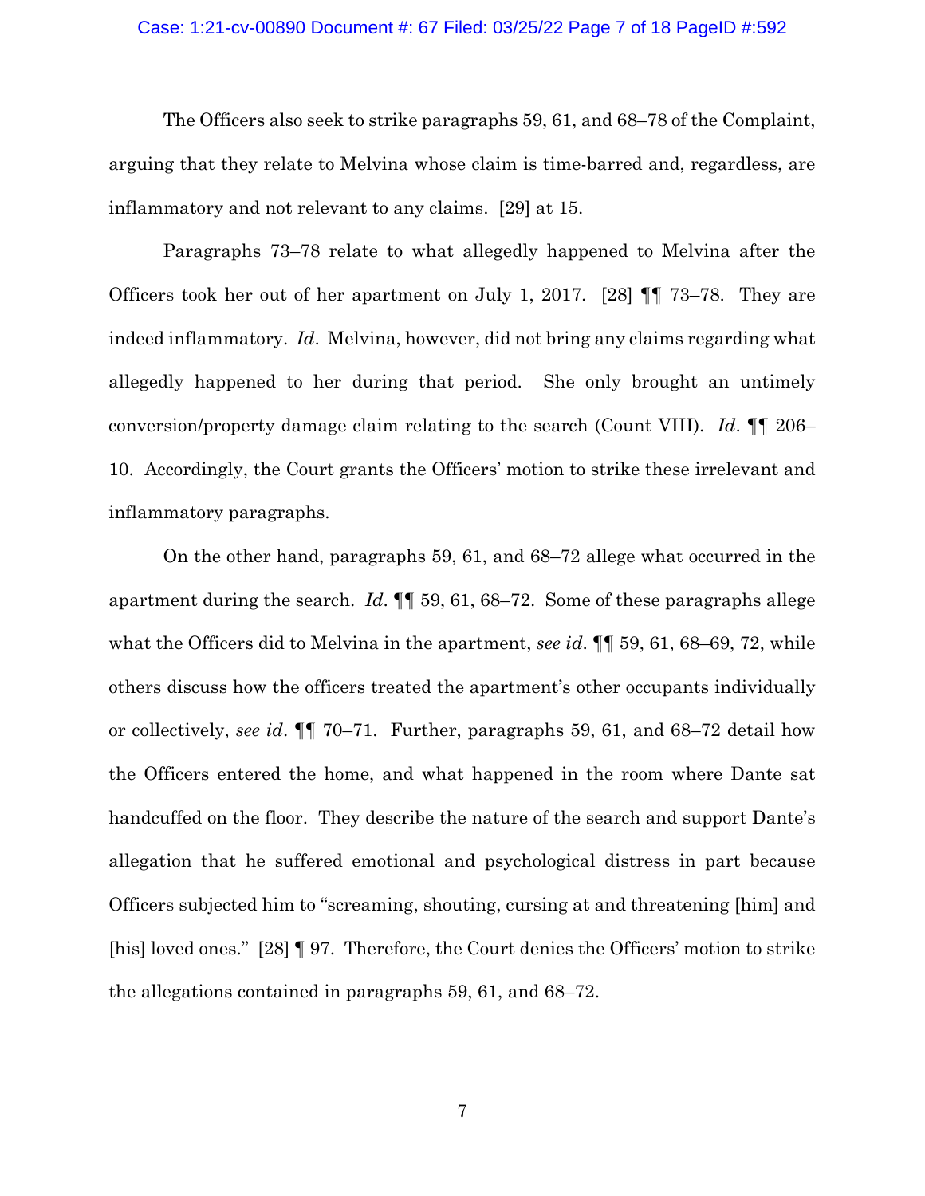The Officers also seek to strike paragraphs 59, 61, and 68–78 of the Complaint, arguing that they relate to Melvina whose claim is time-barred and, regardless, are inflammatory and not relevant to any claims. [29] at 15.

Paragraphs 73–78 relate to what allegedly happened to Melvina after the Officers took her out of her apartment on July 1, 2017. [28] ¶¶ 73–78. They are indeed inflammatory. *Id*. Melvina, however, did not bring any claims regarding what allegedly happened to her during that period. She only brought an untimely conversion/property damage claim relating to the search (Count VIII). *Id*. ¶¶ 206–10. Accordingly, the Court grants the Officers' motion to strike these irrelevant and inflammatory paragraphs.

On the other hand, paragraphs 59, 61, and 68–72 allege what occurred in the apartment during the search. *Id*. ¶¶ 59, 61, 68–72. Some of these paragraphs allege what the Officers did to Melvina in the apartment, *see id*. ¶¶ 59, 61, 68–69, 72, while others discuss how the officers treated the apartment's other occupants individually or collectively, *see id*. ¶¶ 70–71. Further, paragraphs 59, 61, and 68–72 detail how the Officers entered the home, and what happened in the room where Dante sat handcuffed on the floor. They describe the nature of the search and support Dante's allegation that he suffered emotional and psychological distress in part because Officers subjected him to "screaming, shouting, cursing at and threatening [him] and [his] loved ones." [28] ¶ 97. Therefore, the Court denies the Officers' motion to strike the allegations contained in paragraphs 59, 61, and 68–72.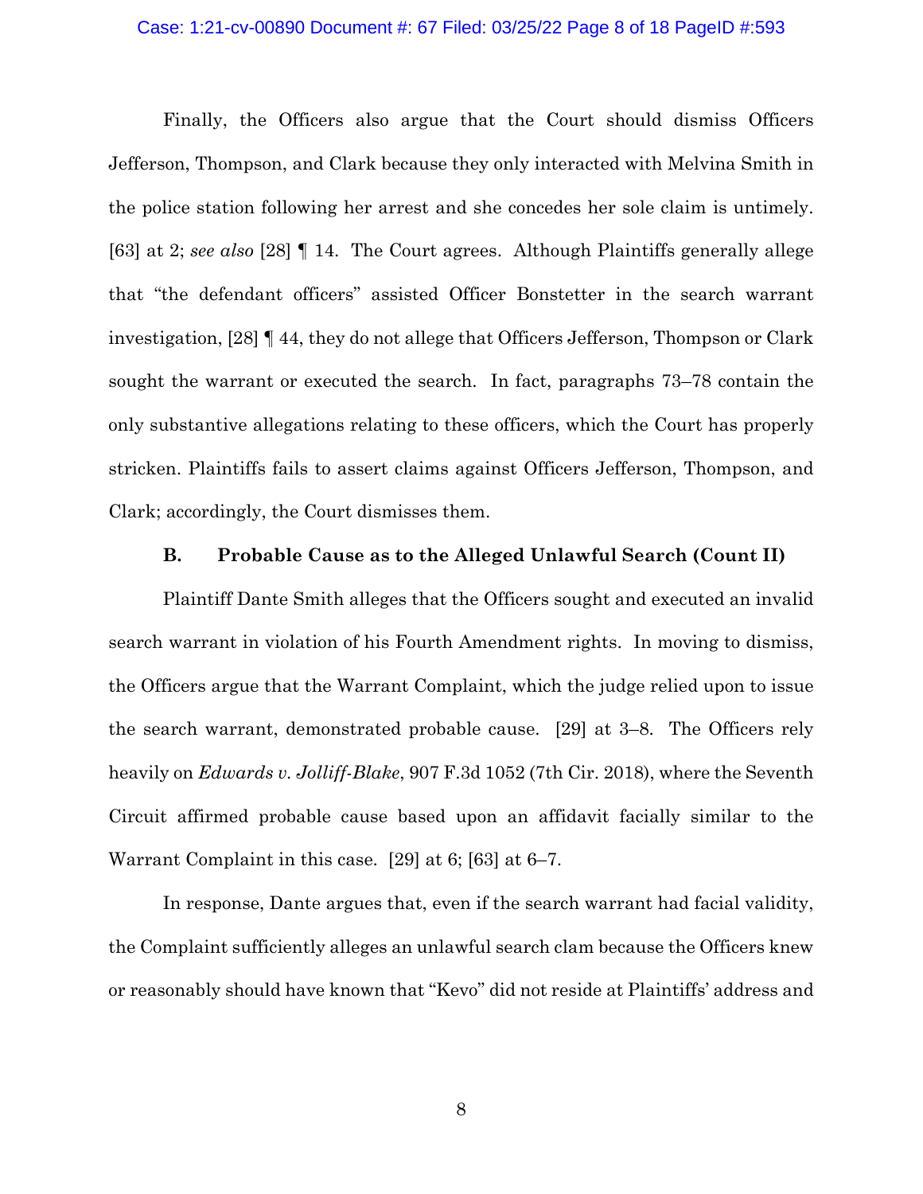Finally, the Officers also argue that the Court should dismiss Officers Jefferson, Thompson, and Clark because they only interacted with Melvina Smith in the police station following her arrest and she concedes her sole claim is untimely. [63] at 2; *see also* [28] ¶ 14. The Court agrees. Although Plaintiffs generally allege that "the defendant officers" assisted Officer Bonstetter in the search warrant investigation, [28] ¶ 44, they do not allege that Officers Jefferson, Thompson or Clark sought the warrant or executed the search. In fact, paragraphs 73–78 contain the only substantive allegations relating to these officers, which the Court has properly stricken. Plaintiffs fails to assert claims against Officers Jefferson, Thompson, and Clark; accordingly, the Court dismisses them.

### B. Probable Cause as to the Alleged Unlawful Search (Count II)

Plaintiff Dante Smith alleges that the Officers sought and executed an invalid search warrant in violation of his Fourth Amendment rights. In moving to dismiss, the Officers argue that the Warrant Complaint, which the judge relied upon to issue the search warrant, demonstrated probable cause. [29] at 3–8. The Officers rely heavily on *Edwards v. Jolliff-Blake*, 907 F.3d 1052 (7th Cir. 2018), where the Seventh Circuit affirmed probable cause based upon an affidavit facially similar to the Warrant Complaint in this case. [29] at 6; [63] at 6–7.

In response, Dante argues that, even if the search warrant had facial validity, the Complaint sufficiently alleges an unlawful search clam because the Officers knew or reasonably should have known that "Kevo" did not reside at Plaintiffs' address and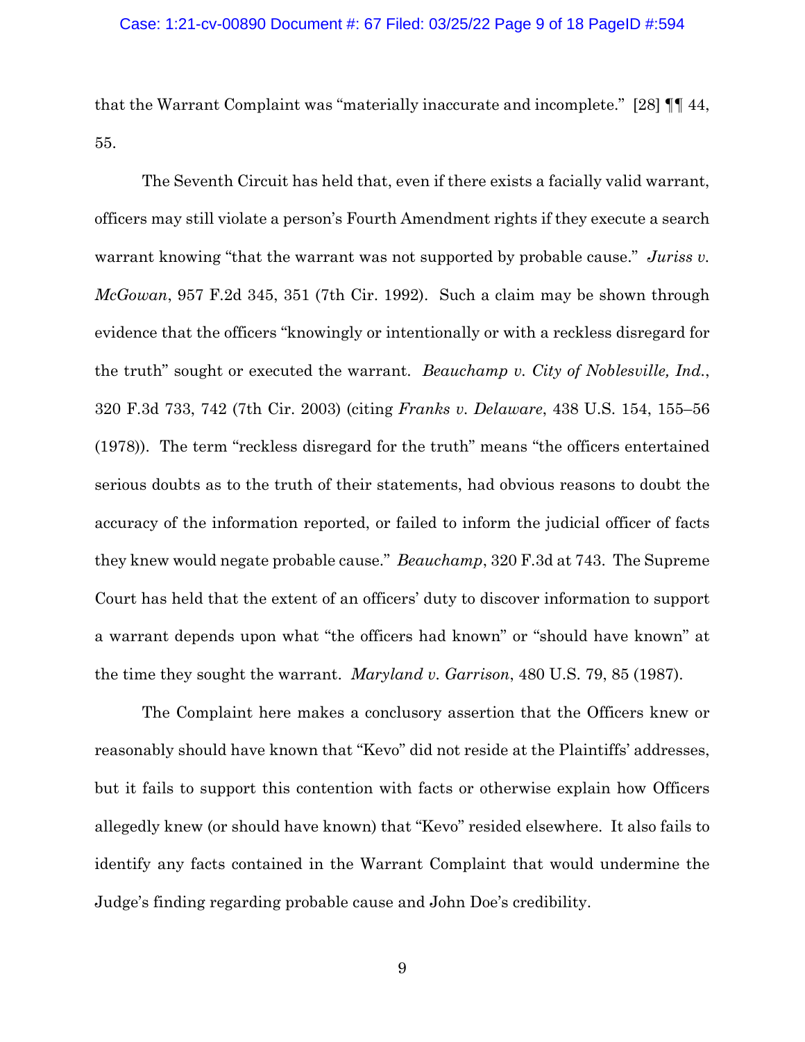that the Warrant Complaint was "materially inaccurate and incomplete." [28] ¶¶ 44, 55.

The Seventh Circuit has held that, even if there exists a facially valid warrant, officers may still violate a person's Fourth Amendment rights if they execute a search warrant knowing "that the warrant was not supported by probable cause." *Juriss v. McGowan*, 957 F.2d 345, 351 (7th Cir. 1992). Such a claim may be shown through evidence that the officers "knowingly or intentionally or with a reckless disregard for the truth" sought or executed the warrant. *Beauchamp v. City of Noblesville, Ind.*, 320 F.3d 733, 742 (7th Cir. 2003) (citing *Franks v. Delaware*, 438 U.S. 154, 155–56 (1978)). The term "reckless disregard for the truth" means "the officers entertained serious doubts as to the truth of their statements, had obvious reasons to doubt the accuracy of the information reported, or failed to inform the judicial officer of facts they knew would negate probable cause." *Beauchamp*, 320 F.3d at 743. The Supreme Court has held that the extent of an officers' duty to discover information to support a warrant depends upon what "the officers had known" or "should have known" at the time they sought the warrant. *Maryland v. Garrison*, 480 U.S. 79, 85 (1987).

The Complaint here makes a conclusory assertion that the Officers knew or reasonably should have known that "Kevo" did not reside at the Plaintiffs' addresses, but it fails to support this contention with facts or otherwise explain how Officers allegedly knew (or should have known) that "Kevo" resided elsewhere. It also fails to identify any facts contained in the Warrant Complaint that would undermine the Judge's finding regarding probable cause and John Doe's credibility.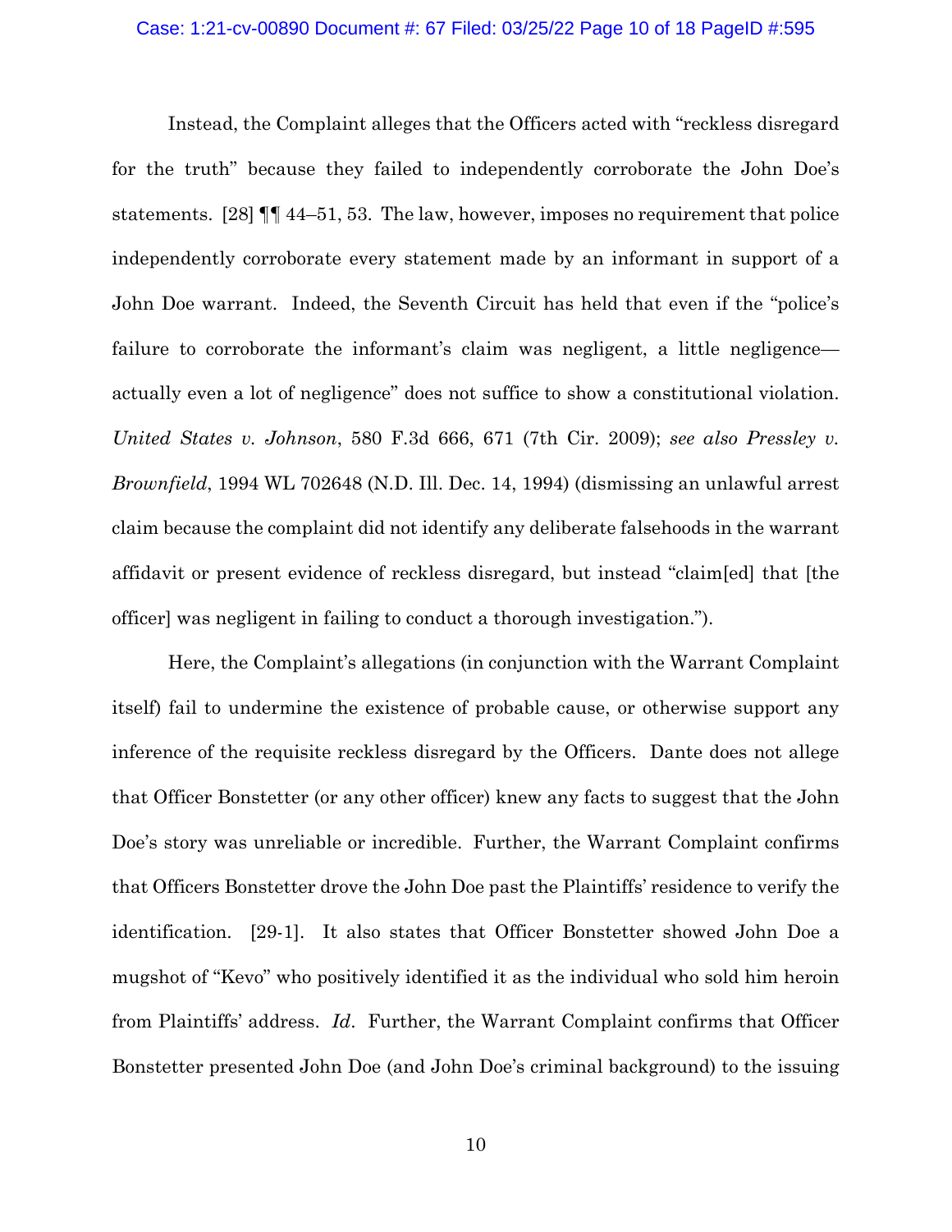Instead, the Complaint alleges that the Officers acted with "reckless disregard for the truth" because they failed to independently corroborate the John Doe's statements. [28] ¶¶ 44–51, 53. The law, however, imposes no requirement that police independently corroborate every statement made by an informant in support of a John Doe warrant. Indeed, the Seventh Circuit has held that even if the "police's failure to corroborate the informant's claim was negligent, a little negligence—actually even a lot of negligence" does not suffice to show a constitutional violation. *United States v. Johnson*, 580 F.3d 666, 671 (7th Cir. 2009); *see also Pressley v. Brownfield*, 1994 WL 702648 (N.D. Ill. Dec. 14, 1994) (dismissing an unlawful arrest claim because the complaint did not identify any deliberate falsehoods in the warrant affidavit or present evidence of reckless disregard, but instead "claim[ed] that [the officer] was negligent in failing to conduct a thorough investigation.").

Here, the Complaint's allegations (in conjunction with the Warrant Complaint itself) fail to undermine the existence of probable cause, or otherwise support any inference of the requisite reckless disregard by the Officers. Dante does not allege that Officer Bonstetter (or any other officer) knew any facts to suggest that the John Doe's story was unreliable or incredible. Further, the Warrant Complaint confirms that Officers Bonstetter drove the John Doe past the Plaintiffs' residence to verify the identification. [29-1]. It also states that Officer Bonstetter showed John Doe a mugshot of "Kevo" who positively identified it as the individual who sold him heroin from Plaintiffs' address. *Id*. Further, the Warrant Complaint confirms that Officer Bonstetter presented John Doe (and John Doe's criminal background) to the issuing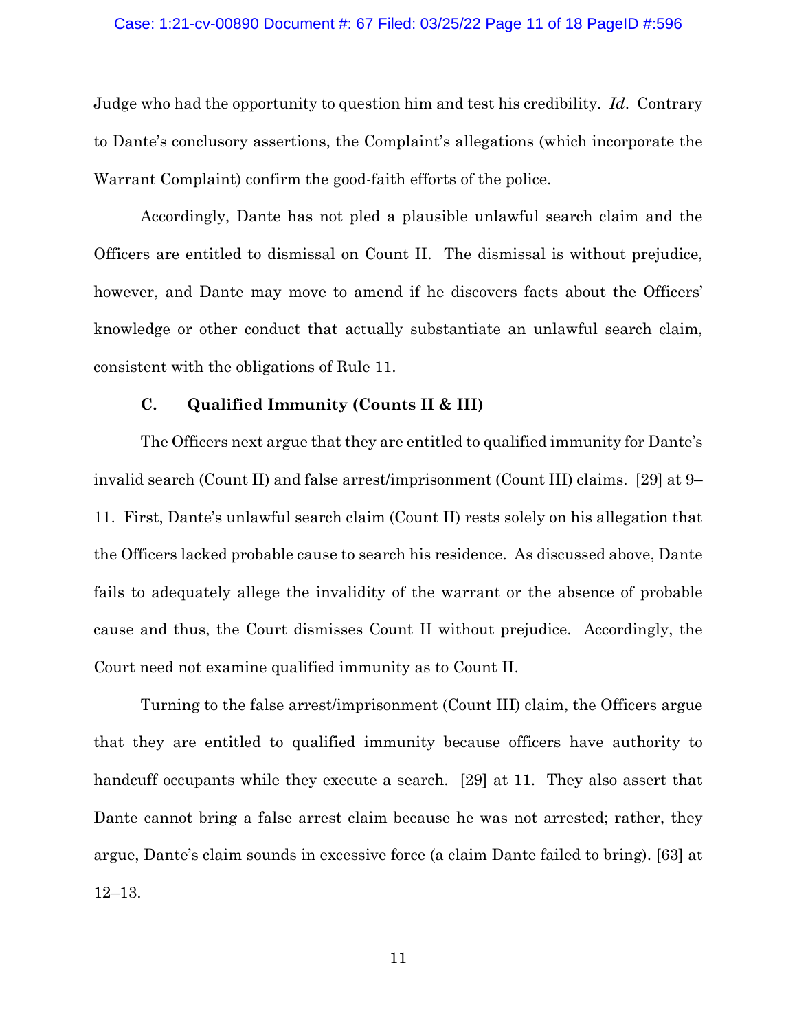Judge who had the opportunity to question him and test his credibility. *Id*. Contrary to Dante's conclusory assertions, the Complaint's allegations (which incorporate the Warrant Complaint) confirm the good-faith efforts of the police.

Accordingly, Dante has not pled a plausible unlawful search claim and the Officers are entitled to dismissal on Count II. The dismissal is without prejudice, however, and Dante may move to amend if he discovers facts about the Officers' knowledge or other conduct that actually substantiate an unlawful search claim, consistent with the obligations of Rule 11.

### C. Qualified Immunity (Counts II & III)

The Officers next argue that they are entitled to qualified immunity for Dante's invalid search (Count II) and false arrest/imprisonment (Count III) claims. [29] at 9–11. First, Dante's unlawful search claim (Count II) rests solely on his allegation that the Officers lacked probable cause to search his residence. As discussed above, Dante fails to adequately allege the invalidity of the warrant or the absence of probable cause and thus, the Court dismisses Count II without prejudice. Accordingly, the Court need not examine qualified immunity as to Count II.

Turning to the false arrest/imprisonment (Count III) claim, the Officers argue that they are entitled to qualified immunity because officers have authority to handcuff occupants while they execute a search. [29] at 11. They also assert that Dante cannot bring a false arrest claim because he was not arrested; rather, they argue, Dante's claim sounds in excessive force (a claim Dante failed to bring). [63] at 12–13.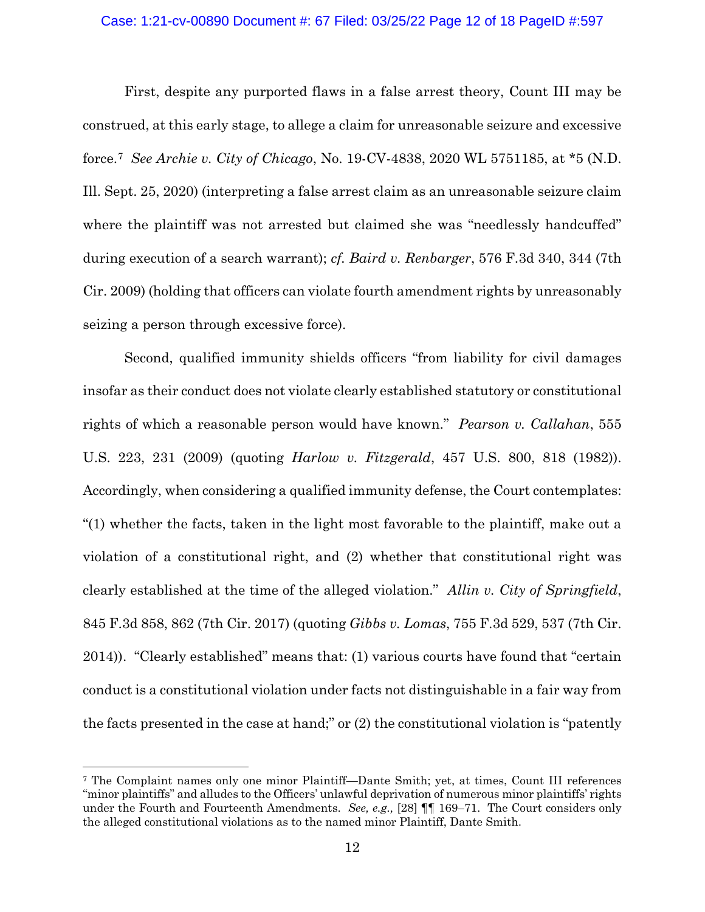First, despite any purported flaws in a false arrest theory, Count III may be construed, at this early stage, to allege a claim for unreasonable seizure and excessive force.[7] *See Archie v. City of Chicago*, No. 19-CV-4838, 2020 WL 5751185, at *5 (N.D. Ill. Sept. 25, 2020) (interpreting a false arrest claim as an unreasonable seizure claim where the plaintiff was not arrested but claimed she was "needlessly handcuffed" during execution of a search warrant); *cf. Baird v. Renbarger*, 576 F.3d 340, 344 (7th Cir. 2009) (holding that officers can violate fourth amendment rights by unreasonably seizing a person through excessive force).

Second, qualified immunity shields officers "from liability for civil damages insofar as their conduct does not violate clearly established statutory or constitutional rights of which a reasonable person would have known." *Pearson v. Callahan*, 555 U.S. 223, 231 (2009) (quoting *Harlow v. Fitzgerald*, 457 U.S. 800, 818 (1982)). Accordingly, when considering a qualified immunity defense, the Court contemplates: "(1) whether the facts, taken in the light most favorable to the plaintiff, make out a violation of a constitutional right, and (2) whether that constitutional right was clearly established at the time of the alleged violation." *Allin v. City of Springfield*, 845 F.3d 858, 862 (7th Cir. 2017) (quoting *Gibbs v. Lomas*, 755 F.3d 529, 537 (7th Cir. 2014)). "Clearly established" means that: (1) various courts have found that "certain conduct is a constitutional violation under facts not distinguishable in a fair way from the facts presented in the case at hand;" or (2) the constitutional violation is "patently

---

[7] The Complaint names only one minor Plaintiff—Dante Smith; yet, at times, Count III references "minor plaintiffs" and alludes to the Officers' unlawful deprivation of numerous minor plaintiffs' rights under the Fourth and Fourteenth Amendments. *See, e.g.,* [28] ¶¶ 169–71. The Court considers only the alleged constitutional violations as to the named minor Plaintiff, Dante Smith.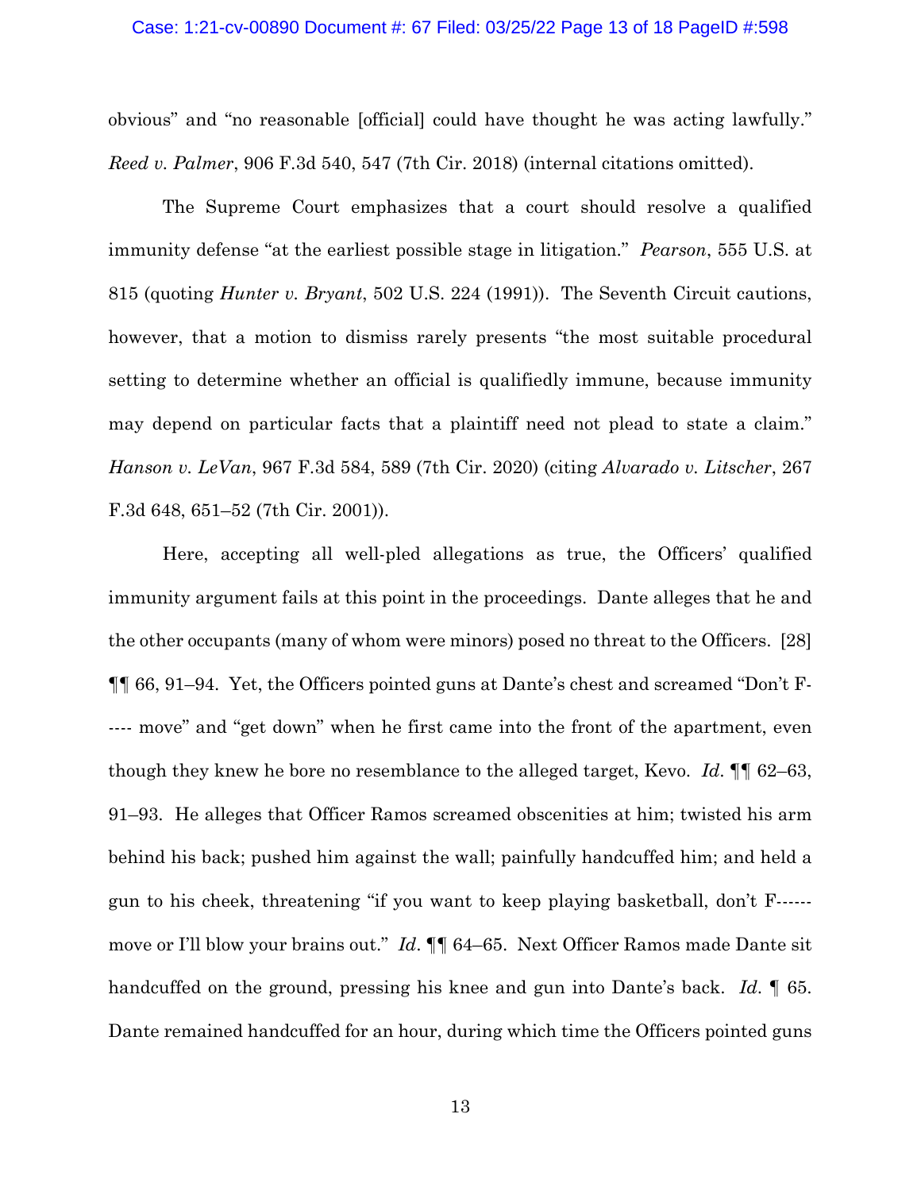obvious" and "no reasonable [official] could have thought he was acting lawfully." *Reed v. Palmer*, 906 F.3d 540, 547 (7th Cir. 2018) (internal citations omitted).

The Supreme Court emphasizes that a court should resolve a qualified immunity defense "at the earliest possible stage in litigation." *Pearson*, 555 U.S. at 815 (quoting *Hunter v. Bryant*, 502 U.S. 224 (1991)). The Seventh Circuit cautions, however, that a motion to dismiss rarely presents "the most suitable procedural setting to determine whether an official is qualifiedly immune, because immunity may depend on particular facts that a plaintiff need not plead to state a claim." *Hanson v. LeVan*, 967 F.3d 584, 589 (7th Cir. 2020) (citing *Alvarado v. Litscher*, 267 F.3d 648, 651–52 (7th Cir. 2001)).

Here, accepting all well-pled allegations as true, the Officers' qualified immunity argument fails at this point in the proceedings. Dante alleges that he and the other occupants (many of whom were minors) posed no threat to the Officers. [28] ¶¶ 66, 91–94. Yet, the Officers pointed guns at Dante's chest and screamed "Don't F----- move" and "get down" when he first came into the front of the apartment, even though they knew he bore no resemblance to the alleged target, Kevo. *Id*. ¶¶ 62–63, 91–93. He alleges that Officer Ramos screamed obscenities at him; twisted his arm behind his back; pushed him against the wall; painfully handcuffed him; and held a gun to his cheek, threatening "if you want to keep playing basketball, don't F------ move or I'll blow your brains out." *Id*. ¶¶ 64–65. Next Officer Ramos made Dante sit handcuffed on the ground, pressing his knee and gun into Dante's back. *Id*. ¶ 65. Dante remained handcuffed for an hour, during which time the Officers pointed guns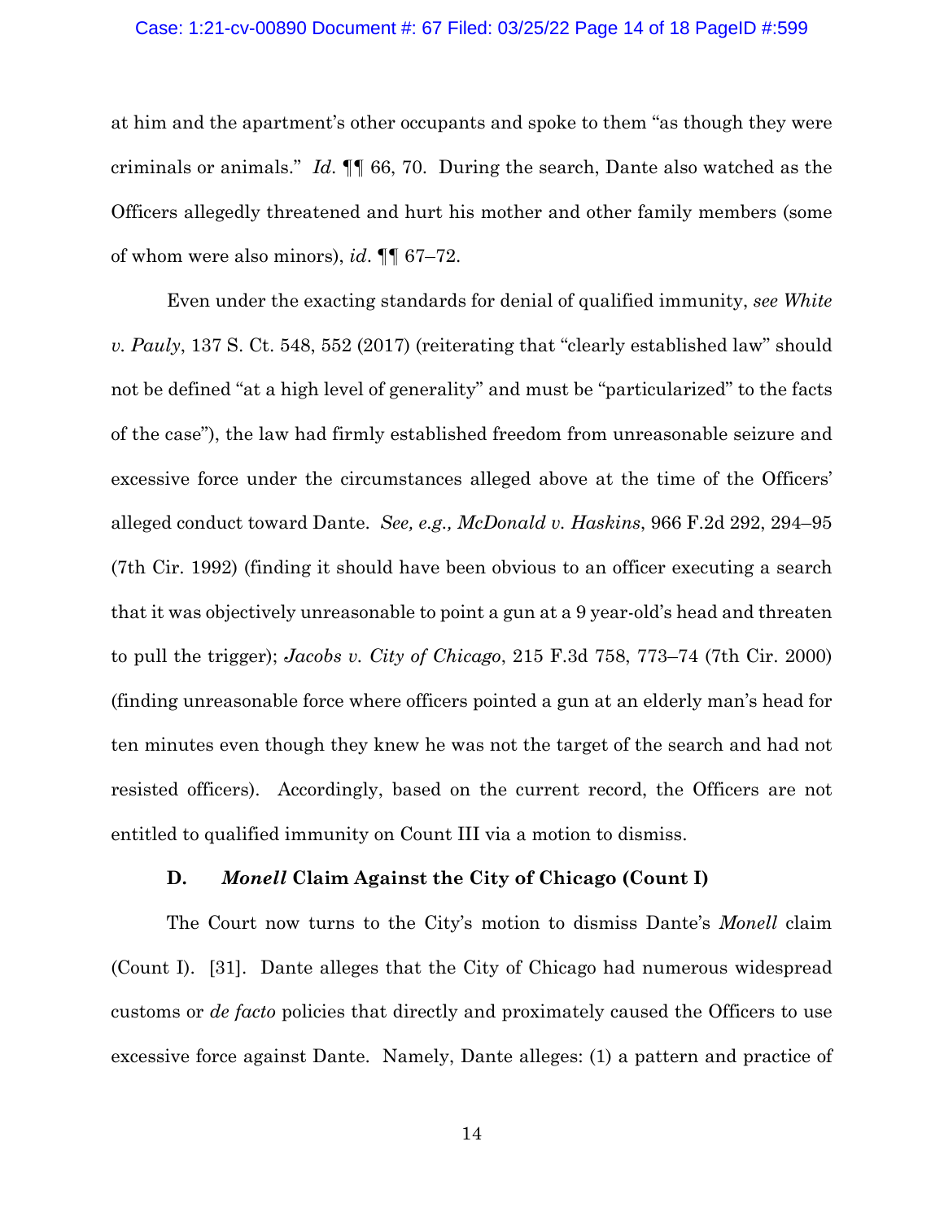at him and the apartment's other occupants and spoke to them "as though they were criminals or animals." *Id.* ¶¶ 66, 70. During the search, Dante also watched as the Officers allegedly threatened and hurt his mother and other family members (some of whom were also minors), *id.* ¶¶ 67–72.

Even under the exacting standards for denial of qualified immunity, *see White v. Pauly*, 137 S. Ct. 548, 552 (2017) (reiterating that "clearly established law" should not be defined "at a high level of generality" and must be "particularized" to the facts of the case"), the law had firmly established freedom from unreasonable seizure and excessive force under the circumstances alleged above at the time of the Officers' alleged conduct toward Dante. *See, e.g., McDonald v. Haskins*, 966 F.2d 292, 294–95 (7th Cir. 1992) (finding it should have been obvious to an officer executing a search that it was objectively unreasonable to point a gun at a 9 year-old's head and threaten to pull the trigger); *Jacobs v. City of Chicago*, 215 F.3d 758, 773–74 (7th Cir. 2000) (finding unreasonable force where officers pointed a gun at an elderly man's head for ten minutes even though they knew he was not the target of the search and had not resisted officers). Accordingly, based on the current record, the Officers are not entitled to qualified immunity on Count III via a motion to dismiss.

### D. *Monell* Claim Against the City of Chicago (Count I)

The Court now turns to the City's motion to dismiss Dante's *Monell* claim (Count I). [31]. Dante alleges that the City of Chicago had numerous widespread customs or *de facto* policies that directly and proximately caused the Officers to use excessive force against Dante. Namely, Dante alleges: (1) a pattern and practice of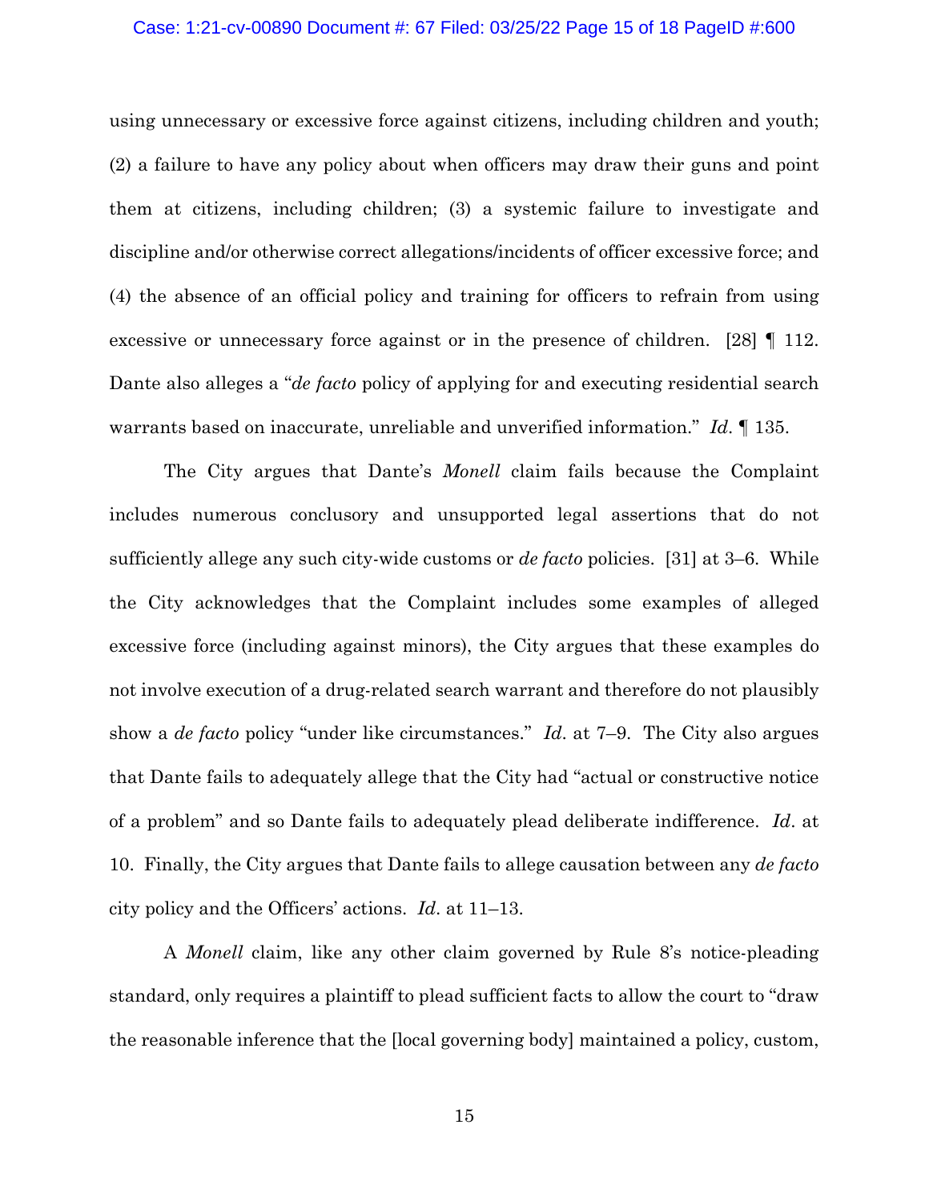using unnecessary or excessive force against citizens, including children and youth; (2) a failure to have any policy about when officers may draw their guns and point them at citizens, including children; (3) a systemic failure to investigate and discipline and/or otherwise correct allegations/incidents of officer excessive force; and (4) the absence of an official policy and training for officers to refrain from using excessive or unnecessary force against or in the presence of children. [28] ¶ 112. Dante also alleges a "*de facto* policy of applying for and executing residential search warrants based on inaccurate, unreliable and unverified information." *Id.* ¶ 135.

The City argues that Dante's *Monell* claim fails because the Complaint includes numerous conclusory and unsupported legal assertions that do not sufficiently allege any such city-wide customs or *de facto* policies. [31] at 3–6. While the City acknowledges that the Complaint includes some examples of alleged excessive force (including against minors), the City argues that these examples do not involve execution of a drug-related search warrant and therefore do not plausibly show a *de facto* policy "under like circumstances." *Id.* at 7–9. The City also argues that Dante fails to adequately allege that the City had "actual or constructive notice of a problem" and so Dante fails to adequately plead deliberate indifference. *Id.* at 10. Finally, the City argues that Dante fails to allege causation between any *de facto* city policy and the Officers' actions. *Id.* at 11–13.

A *Monell* claim, like any other claim governed by Rule 8's notice-pleading standard, only requires a plaintiff to plead sufficient facts to allow the court to "draw the reasonable inference that the [local governing body] maintained a policy, custom,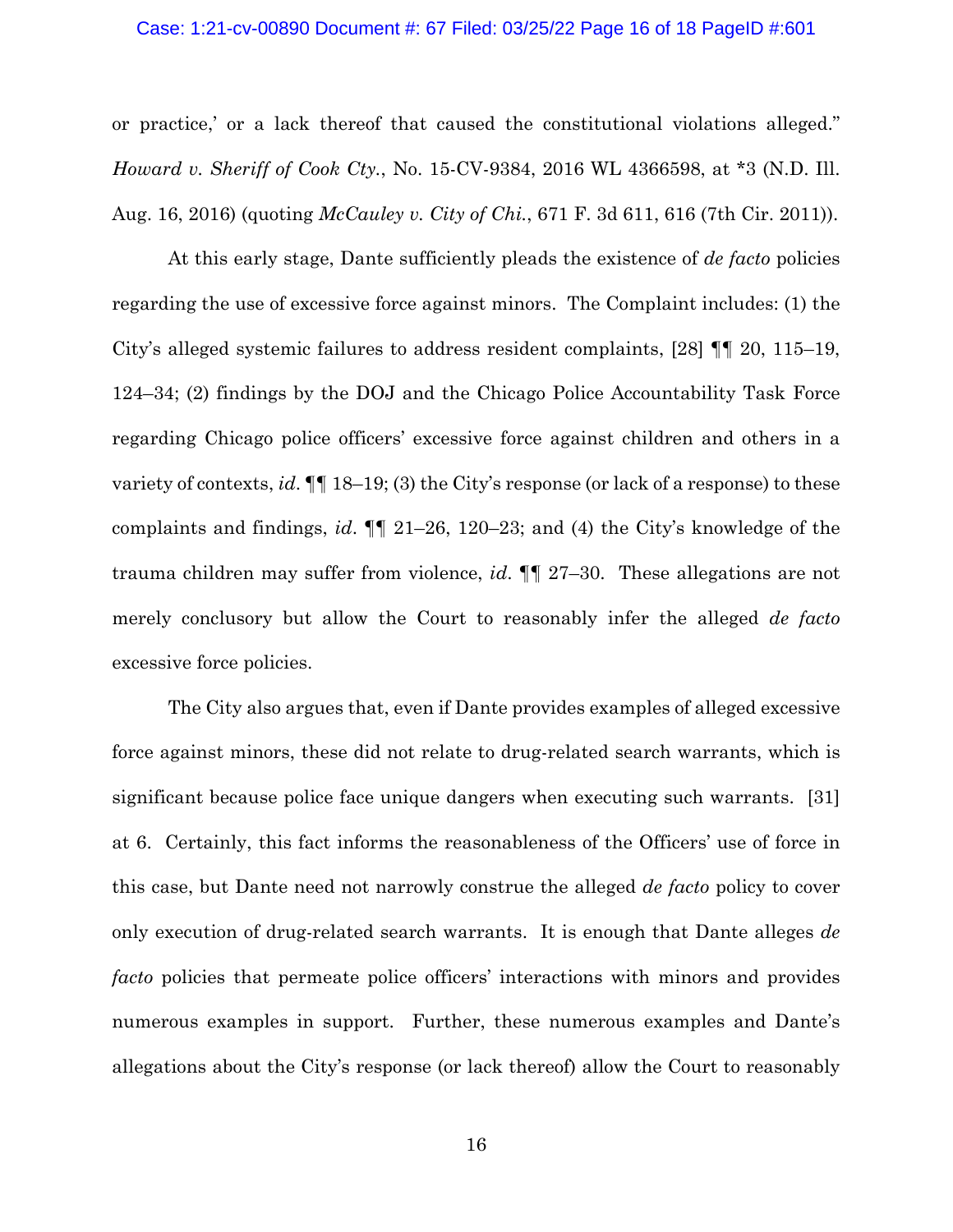or practice,' or a lack thereof that caused the constitutional violations alleged." *Howard v. Sheriff of Cook Cty.*, No. 15-CV-9384, 2016 WL 4366598, at *3 (N.D. Ill. Aug. 16, 2016) (quoting *McCauley v. City of Chi.*, 671 F. 3d 611, 616 (7th Cir. 2011)).

At this early stage, Dante sufficiently pleads the existence of *de facto* policies regarding the use of excessive force against minors. The Complaint includes: (1) the City's alleged systemic failures to address resident complaints, [28] ¶¶ 20, 115–19, 124–34; (2) findings by the DOJ and the Chicago Police Accountability Task Force regarding Chicago police officers' excessive force against children and others in a variety of contexts, *id*. ¶¶ 18–19; (3) the City's response (or lack of a response) to these complaints and findings, *id*. ¶¶ 21–26, 120–23; and (4) the City's knowledge of the trauma children may suffer from violence, *id*. ¶¶ 27–30. These allegations are not merely conclusory but allow the Court to reasonably infer the alleged *de facto* excessive force policies.

The City also argues that, even if Dante provides examples of alleged excessive force against minors, these did not relate to drug-related search warrants, which is significant because police face unique dangers when executing such warrants. [31] at 6. Certainly, this fact informs the reasonableness of the Officers' use of force in this case, but Dante need not narrowly construe the alleged *de facto* policy to cover only execution of drug-related search warrants. It is enough that Dante alleges *de facto* policies that permeate police officers' interactions with minors and provides numerous examples in support. Further, these numerous examples and Dante's allegations about the City's response (or lack thereof) allow the Court to reasonably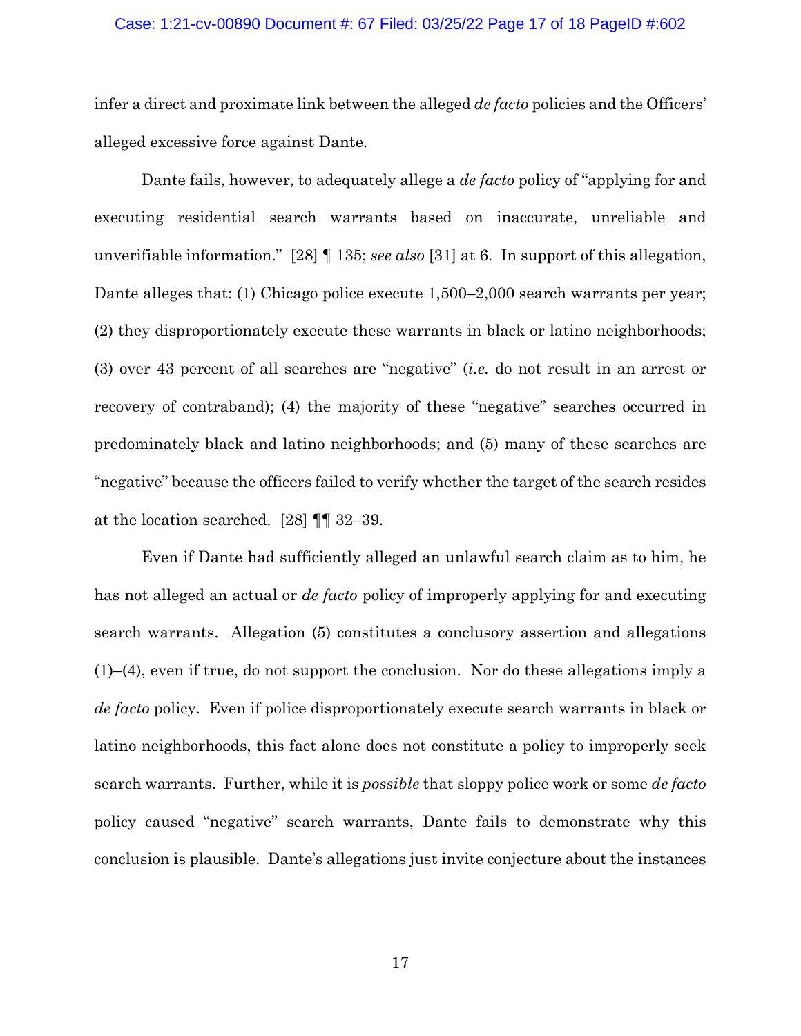infer a direct and proximate link between the alleged *de facto* policies and the Officers' alleged excessive force against Dante.

Dante fails, however, to adequately allege a *de facto* policy of "applying for and executing residential search warrants based on inaccurate, unreliable and unverifiable information." [28] ¶ 135; *see also* [31] at 6. In support of this allegation, Dante alleges that: (1) Chicago police execute 1,500–2,000 search warrants per year; (2) they disproportionately execute these warrants in black or latino neighborhoods; (3) over 43 percent of all searches are "negative" (*i.e.* do not result in an arrest or recovery of contraband); (4) the majority of these "negative" searches occurred in predominately black and latino neighborhoods; and (5) many of these searches are "negative" because the officers failed to verify whether the target of the search resides at the location searched. [28] ¶¶ 32–39.

Even if Dante had sufficiently alleged an unlawful search claim as to him, he has not alleged an actual or *de facto* policy of improperly applying for and executing search warrants. Allegation (5) constitutes a conclusory assertion and allegations (1)–(4), even if true, do not support the conclusion. Nor do these allegations imply a *de facto* policy. Even if police disproportionately execute search warrants in black or latino neighborhoods, this fact alone does not constitute a policy to improperly seek search warrants. Further, while it is *possible* that sloppy police work or some *de facto* policy caused "negative" search warrants, Dante fails to demonstrate why this conclusion is plausible. Dante's allegations just invite conjecture about the instances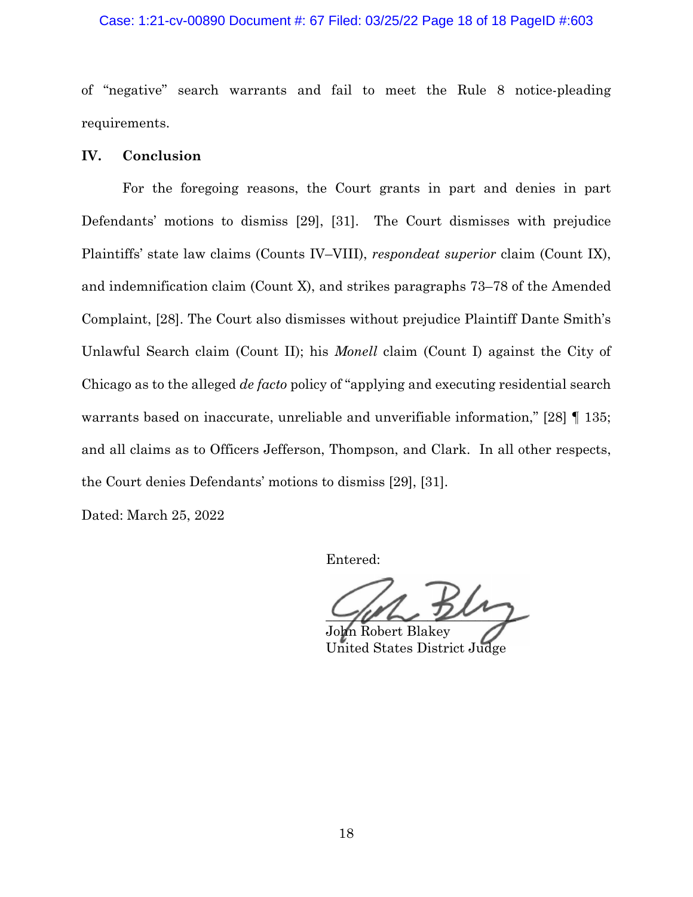of "negative" search warrants and fail to meet the Rule 8 notice-pleading requirements.

## IV. Conclusion

For the foregoing reasons, the Court grants in part and denies in part Defendants' motions to dismiss [29], [31]. The Court dismisses with prejudice Plaintiffs' state law claims (Counts IV–VIII), *respondeat superior* claim (Count IX), and indemnification claim (Count X), and strikes paragraphs 73–78 of the Amended Complaint, [28]. The Court also dismisses without prejudice Plaintiff Dante Smith's Unlawful Search claim (Count II); his *Monell* claim (Count I) against the City of Chicago as to the alleged *de facto* policy of "applying and executing residential search warrants based on inaccurate, unreliable and unverifiable information," [28] ¶ 135; and all claims as to Officers Jefferson, Thompson, and Clark. In all other respects, the Court denies Defendants' motions to dismiss [29], [31].

Dated: March 25, 2022

Entered:

John Robert Blakey
United States District Judge